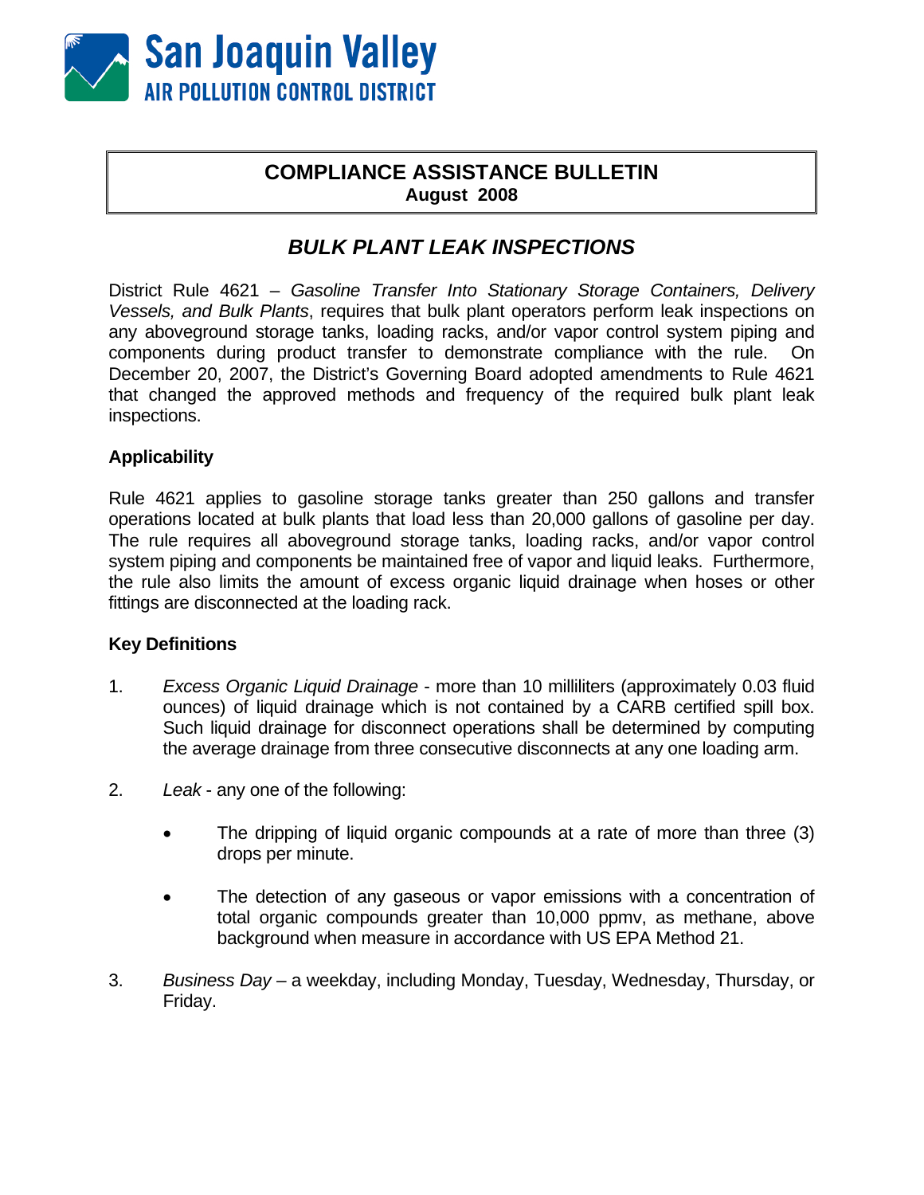San Joaquin Valley
AIR POLLUTION CONTROL DISTRICT

# COMPLIANCE ASSISTANCE BULLETIN
**August 2008**

## *BULK PLANT LEAK INSPECTIONS*

District Rule 4621 – *Gasoline Transfer Into Stationary Storage Containers, Delivery Vessels, and Bulk Plants*, requires that bulk plant operators perform leak inspections on any aboveground storage tanks, loading racks, and/or vapor control system piping and components during product transfer to demonstrate compliance with the rule. On December 20, 2007, the District's Governing Board adopted amendments to Rule 4621 that changed the approved methods and frequency of the required bulk plant leak inspections.

### Applicability

Rule 4621 applies to gasoline storage tanks greater than 250 gallons and transfer operations located at bulk plants that load less than 20,000 gallons of gasoline per day. The rule requires all aboveground storage tanks, loading racks, and/or vapor control system piping and components be maintained free of vapor and liquid leaks. Furthermore, the rule also limits the amount of excess organic liquid drainage when hoses or other fittings are disconnected at the loading rack.

### Key Definitions

1. *Excess Organic Liquid Drainage* - more than 10 milliliters (approximately 0.03 fluid ounces) of liquid drainage which is not contained by a CARB certified spill box. Such liquid drainage for disconnect operations shall be determined by computing the average drainage from three consecutive disconnects at any one loading arm.

2. *Leak* - any one of the following:

   - The dripping of liquid organic compounds at a rate of more than three (3) drops per minute.

   - The detection of any gaseous or vapor emissions with a concentration of total organic compounds greater than 10,000 ppmv, as methane, above background when measure in accordance with US EPA Method 21.

3. *Business Day* – a weekday, including Monday, Tuesday, Wednesday, Thursday, or Friday.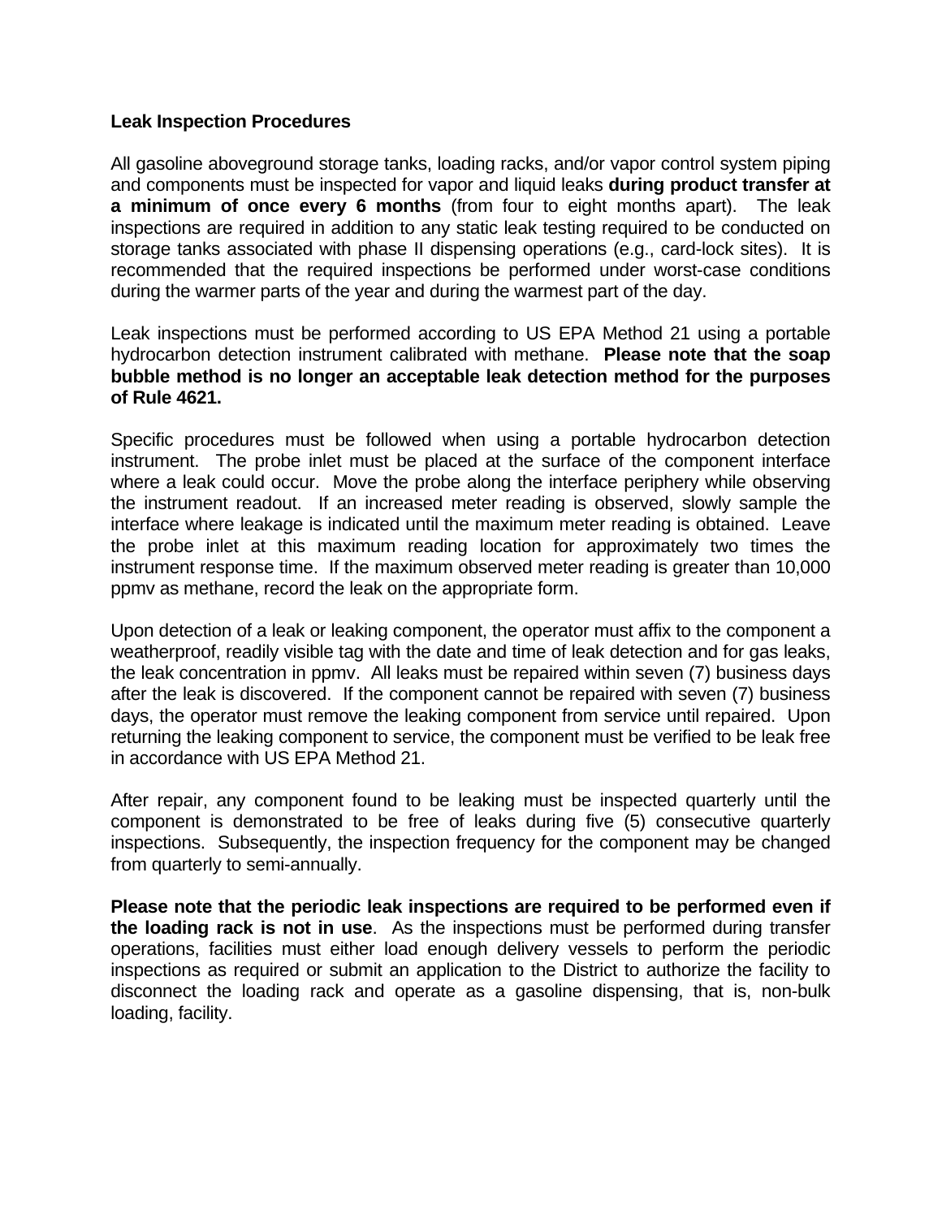**Leak Inspection Procedures**

All gasoline aboveground storage tanks, loading racks, and/or vapor control system piping and components must be inspected for vapor and liquid leaks **during product transfer at a minimum of once every 6 months** (from four to eight months apart). The leak inspections are required in addition to any static leak testing required to be conducted on storage tanks associated with phase II dispensing operations (e.g., card-lock sites). It is recommended that the required inspections be performed under worst-case conditions during the warmer parts of the year and during the warmest part of the day.

Leak inspections must be performed according to US EPA Method 21 using a portable hydrocarbon detection instrument calibrated with methane. **Please note that the soap bubble method is no longer an acceptable leak detection method for the purposes of Rule 4621.**

Specific procedures must be followed when using a portable hydrocarbon detection instrument. The probe inlet must be placed at the surface of the component interface where a leak could occur. Move the probe along the interface periphery while observing the instrument readout. If an increased meter reading is observed, slowly sample the interface where leakage is indicated until the maximum meter reading is obtained. Leave the probe inlet at this maximum reading location for approximately two times the instrument response time. If the maximum observed meter reading is greater than 10,000 ppmv as methane, record the leak on the appropriate form.

Upon detection of a leak or leaking component, the operator must affix to the component a weatherproof, readily visible tag with the date and time of leak detection and for gas leaks, the leak concentration in ppmv. All leaks must be repaired within seven (7) business days after the leak is discovered. If the component cannot be repaired with seven (7) business days, the operator must remove the leaking component from service until repaired. Upon returning the leaking component to service, the component must be verified to be leak free in accordance with US EPA Method 21.

After repair, any component found to be leaking must be inspected quarterly until the component is demonstrated to be free of leaks during five (5) consecutive quarterly inspections. Subsequently, the inspection frequency for the component may be changed from quarterly to semi-annually.

**Please note that the periodic leak inspections are required to be performed even if the loading rack is not in use**. As the inspections must be performed during transfer operations, facilities must either load enough delivery vessels to perform the periodic inspections as required or submit an application to the District to authorize the facility to disconnect the loading rack and operate as a gasoline dispensing, that is, non-bulk loading, facility.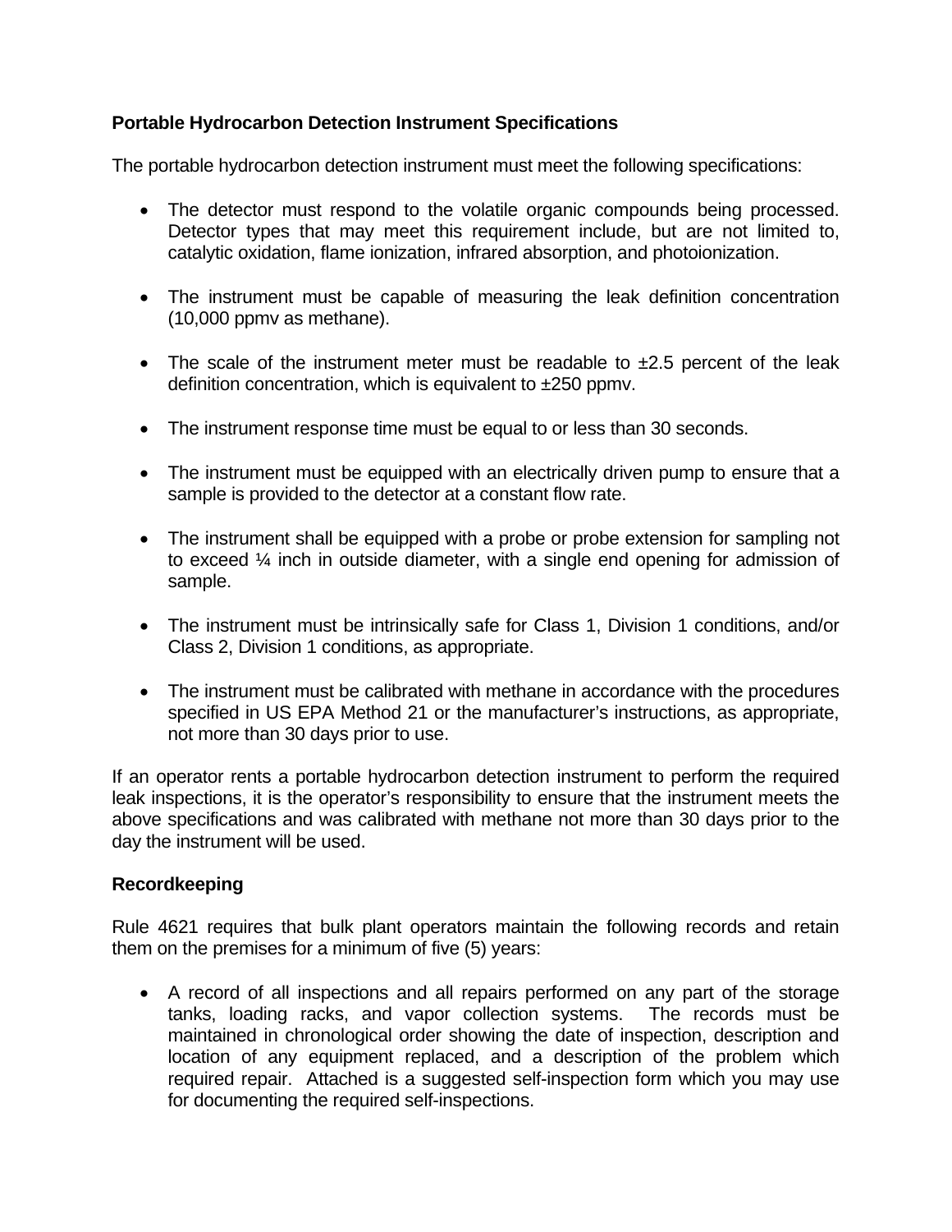**Portable Hydrocarbon Detection Instrument Specifications**

The portable hydrocarbon detection instrument must meet the following specifications:

- The detector must respond to the volatile organic compounds being processed. Detector types that may meet this requirement include, but are not limited to, catalytic oxidation, flame ionization, infrared absorption, and photoionization.

- The instrument must be capable of measuring the leak definition concentration (10,000 ppmv as methane).

- The scale of the instrument meter must be readable to ±2.5 percent of the leak definition concentration, which is equivalent to ±250 ppmv.

- The instrument response time must be equal to or less than 30 seconds.

- The instrument must be equipped with an electrically driven pump to ensure that a sample is provided to the detector at a constant flow rate.

- The instrument shall be equipped with a probe or probe extension for sampling not to exceed ¼ inch in outside diameter, with a single end opening for admission of sample.

- The instrument must be intrinsically safe for Class 1, Division 1 conditions, and/or Class 2, Division 1 conditions, as appropriate.

- The instrument must be calibrated with methane in accordance with the procedures specified in US EPA Method 21 or the manufacturer's instructions, as appropriate, not more than 30 days prior to use.

If an operator rents a portable hydrocarbon detection instrument to perform the required leak inspections, it is the operator's responsibility to ensure that the instrument meets the above specifications and was calibrated with methane not more than 30 days prior to the day the instrument will be used.

**Recordkeeping**

Rule 4621 requires that bulk plant operators maintain the following records and retain them on the premises for a minimum of five (5) years:

- A record of all inspections and all repairs performed on any part of the storage tanks, loading racks, and vapor collection systems. The records must be maintained in chronological order showing the date of inspection, description and location of any equipment replaced, and a description of the problem which required repair. Attached is a suggested self-inspection form which you may use for documenting the required self-inspections.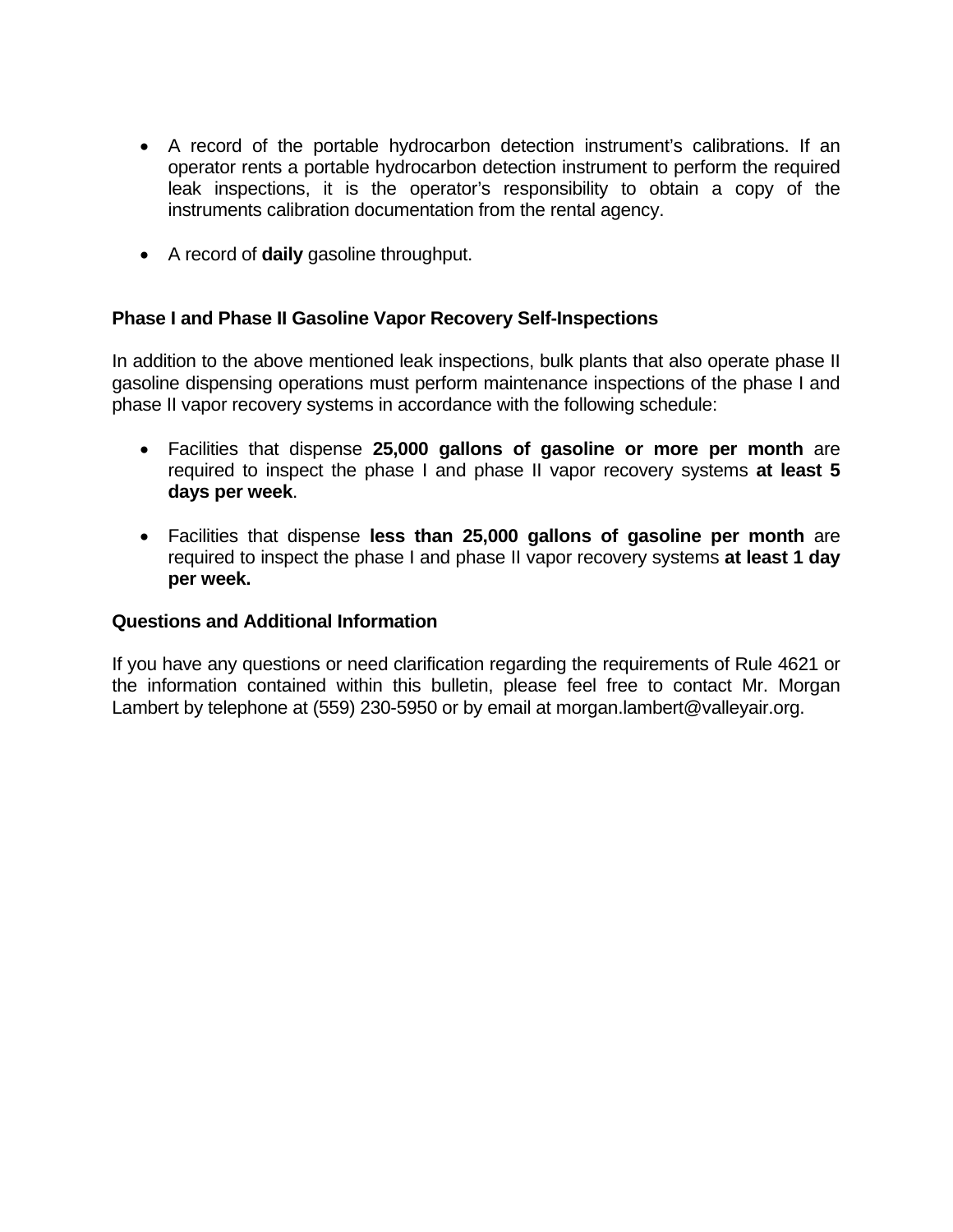- A record of the portable hydrocarbon detection instrument's calibrations. If an operator rents a portable hydrocarbon detection instrument to perform the required leak inspections, it is the operator's responsibility to obtain a copy of the instruments calibration documentation from the rental agency.

- A record of **daily** gasoline throughput.

### Phase I and Phase II Gasoline Vapor Recovery Self-Inspections

In addition to the above mentioned leak inspections, bulk plants that also operate phase II gasoline dispensing operations must perform maintenance inspections of the phase I and phase II vapor recovery systems in accordance with the following schedule:

- Facilities that dispense **25,000 gallons of gasoline or more per month** are required to inspect the phase I and phase II vapor recovery systems **at least 5 days per week**.

- Facilities that dispense **less than 25,000 gallons of gasoline per month** are required to inspect the phase I and phase II vapor recovery systems **at least 1 day per week.**

### Questions and Additional Information

If you have any questions or need clarification regarding the requirements of Rule 4621 or the information contained within this bulletin, please feel free to contact Mr. Morgan Lambert by telephone at (559) 230-5950 or by email at morgan.lambert@valleyair.org.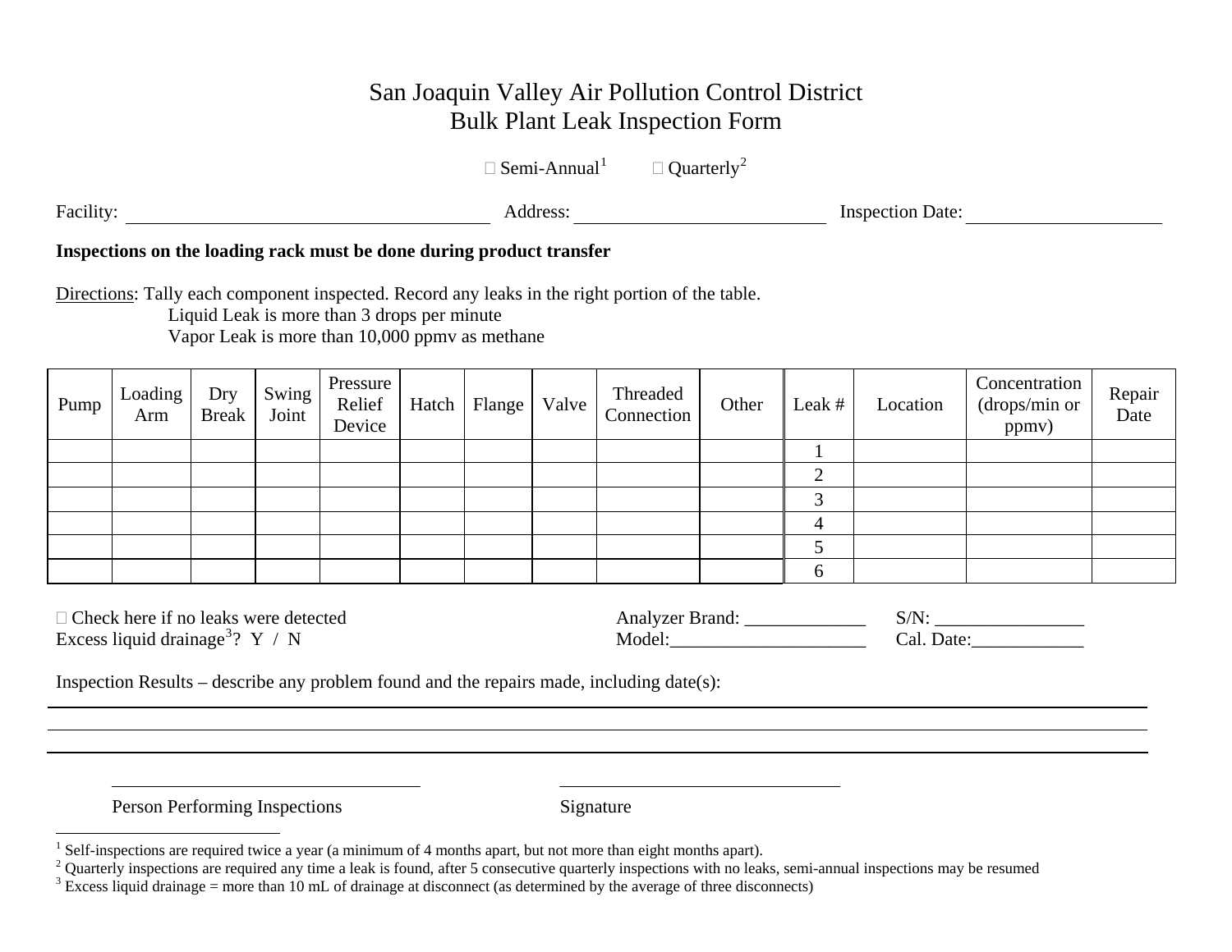# San Joaquin Valley Air Pollution Control District
# Bulk Plant Leak Inspection Form

☐ Semi-Annual[1] ☐ Quarterly[2]

Facility: ______________________ Address: ______________________ Inspection Date: ______________________

**Inspections on the loading rack must be done during product transfer**

Directions: Tally each component inspected. Record any leaks in the right portion of the table.
Liquid Leak is more than 3 drops per minute
Vapor Leak is more than 10,000 ppmv as methane

| Pump | Loading Arm | Dry Break | Swing Joint | Pressure Relief Device | Hatch | Flange | Valve | Threaded Connection | Other | Leak # | Location | Concentration (drops/min or ppmv) | Repair Date |
|---|---|---|---|---|---|---|---|---|---|---|---|---|---|
| | | | | | | | | | | 1 | | | |
| | | | | | | | | | | 2 | | | |
| | | | | | | | | | | 3 | | | |
| | | | | | | | | | | 4 | | | |
| | | | | | | | | | | 5 | | | |
| | | | | | | | | | | 6 | | | |

☐ Check here if no leaks were detected
Excess liquid drainage[3]? Y / N

Analyzer Brand: _____________ S/N: ________________
Model:_____________________ Cal. Date:____________

Inspection Results – describe any problem found and the repairs made, including date(s):

______________________________________________________________________

______________________________________________________________________

______________________________________________________________________

______________________________ ______________________________
Person Performing Inspections Signature

[1] Self-inspections are required twice a year (a minimum of 4 months apart, but not more than eight months apart).
[2] Quarterly inspections are required any time a leak is found, after 5 consecutive quarterly inspections with no leaks, semi-annual inspections may be resumed
[3] Excess liquid drainage = more than 10 mL of drainage at disconnect (as determined by the average of three disconnects)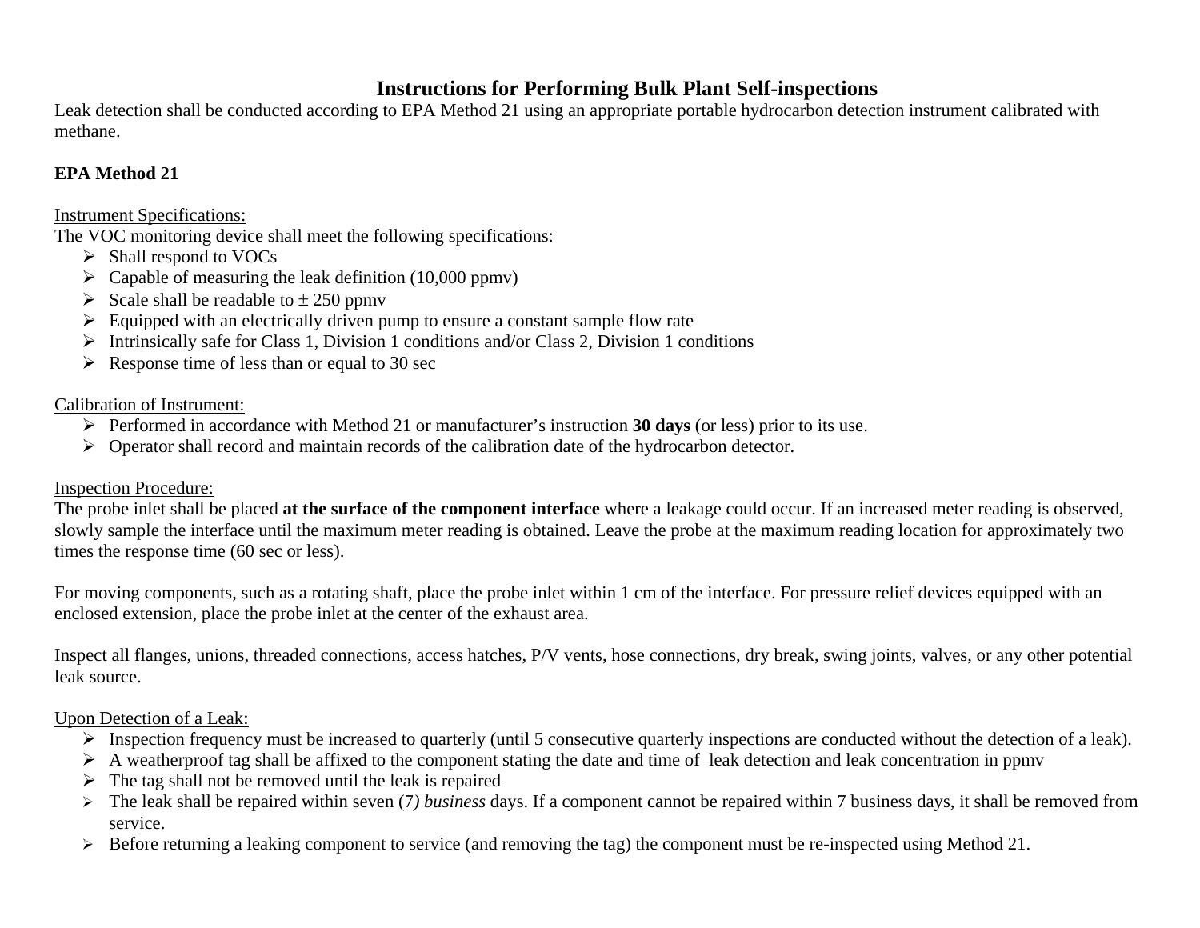# Instructions for Performing Bulk Plant Self-inspections

Leak detection shall be conducted according to EPA Method 21 using an appropriate portable hydrocarbon detection instrument calibrated with methane.

**EPA Method 21**

Instrument Specifications:

The VOC monitoring device shall meet the following specifications:

- Shall respond to VOCs
- Capable of measuring the leak definition (10,000 ppmv)
- Scale shall be readable to ± 250 ppmv
- Equipped with an electrically driven pump to ensure a constant sample flow rate
- Intrinsically safe for Class 1, Division 1 conditions and/or Class 2, Division 1 conditions
- Response time of less than or equal to 30 sec

Calibration of Instrument:

- Performed in accordance with Method 21 or manufacturer's instruction **30 days** (or less) prior to its use.
- Operator shall record and maintain records of the calibration date of the hydrocarbon detector.

Inspection Procedure:

The probe inlet shall be placed **at the surface of the component interface** where a leakage could occur. If an increased meter reading is observed, slowly sample the interface until the maximum meter reading is obtained. Leave the probe at the maximum reading location for approximately two times the response time (60 sec or less).

For moving components, such as a rotating shaft, place the probe inlet within 1 cm of the interface. For pressure relief devices equipped with an enclosed extension, place the probe inlet at the center of the exhaust area.

Inspect all flanges, unions, threaded connections, access hatches, P/V vents, hose connections, dry break, swing joints, valves, or any other potential leak source.

Upon Detection of a Leak:

- Inspection frequency must be increased to quarterly (until 5 consecutive quarterly inspections are conducted without the detection of a leak).
- A weatherproof tag shall be affixed to the component stating the date and time of leak detection and leak concentration in ppmv
- The tag shall not be removed until the leak is repaired
- The leak shall be repaired within seven (7*) business* days. If a component cannot be repaired within 7 business days, it shall be removed from service.
- Before returning a leaking component to service (and removing the tag) the component must be re-inspected using Method 21.